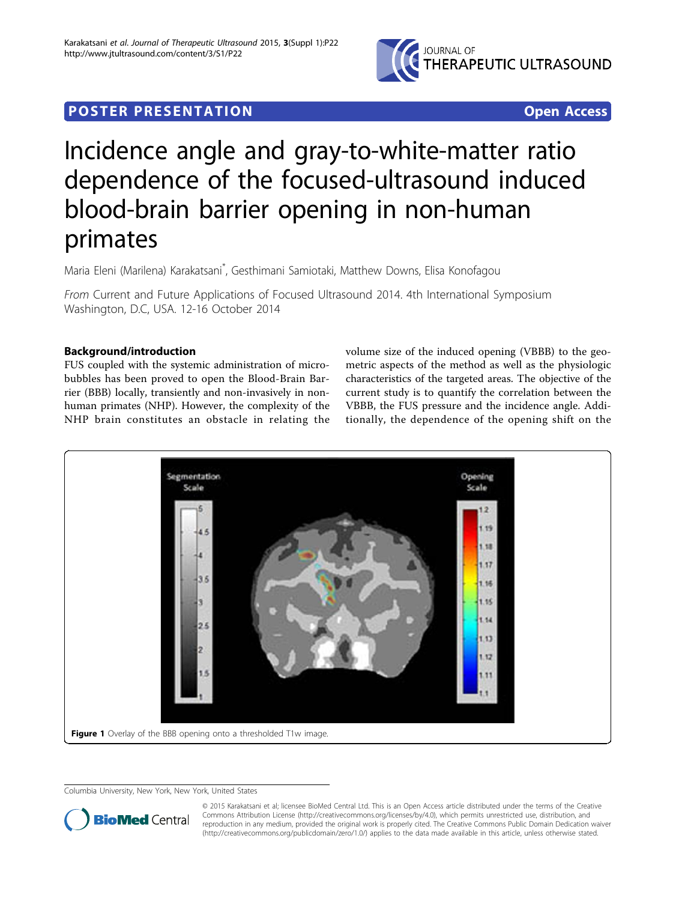# Incidence angle and gray-to-white-matter ratio dependence of the focused-ultrasound induced blood-brain barrier opening in non-human primates

Maria Eleni (Marilena) Karakatsani*, Gesthimani Samiotaki, Matthew Downs, Elisa Konofagou

*From* Current and Future Applications of Focused Ultrasound 2014. 4th International Symposium
Washington, D.C, USA. 12-16 October 2014

## Background/introduction

FUS coupled with the systemic administration of microbubbles has been proved to open the Blood-Brain Barrier (BBB) locally, transiently and non-invasively in non-human primates (NHP). However, the complexity of the NHP brain constitutes an obstacle in relating the volume size of the induced opening (VBBB) to the geometric aspects of the method as well as the physiologic characteristics of the targeted areas. The objective of the current study is to quantify the correlation between the VBBB, the FUS pressure and the incidence angle. Additionally, the dependence of the opening shift on the

Figure 1 Overlay of the BBB opening onto a thresholded T1w image.

Columbia University, New York, New York, United States

© 2015 Karakatsani et al; licensee BioMed Central Ltd. This is an Open Access article distributed under the terms of the Creative Commons Attribution License (http://creativecommons.org/licenses/by/4.0), which permits unrestricted use, distribution, and reproduction in any medium, provided the original work is properly cited. The Creative Commons Public Domain Dedication waiver (http://creativecommons.org/publicdomain/zero/1.0/) applies to the data made available in this article, unless otherwise stated.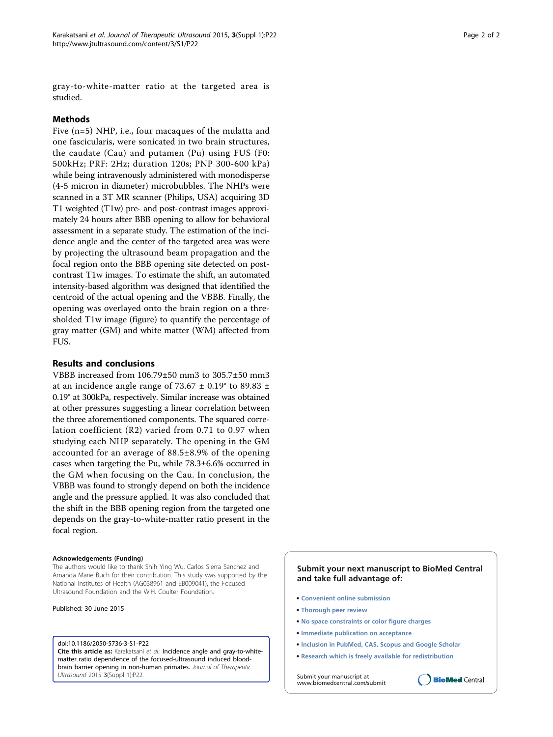gray-to-white-matter ratio at the targeted area is studied.

## Methods

Five (n=5) NHP, i.e., four macaques of the mulatta and one fascicularis, were sonicated in two brain structures, the caudate (Cau) and putamen (Pu) using FUS (F0: 500kHz; PRF: 2Hz; duration 120s; PNP 300-600 kPa) while being intravenously administered with monodisperse (4-5 micron in diameter) microbubbles. The NHPs were scanned in a 3T MR scanner (Philips, USA) acquiring 3D T1 weighted (T1w) pre- and post-contrast images approximately 24 hours after BBB opening to allow for behavioral assessment in a separate study. The estimation of the incidence angle and the center of the targeted area was were by projecting the ultrasound beam propagation and the focal region onto the BBB opening site detected on post-contrast T1w images. To estimate the shift, an automated intensity-based algorithm was designed that identified the centroid of the actual opening and the VBBB. Finally, the opening was overlayed onto the brain region on a thresholded T1w image (figure) to quantify the percentage of gray matter (GM) and white matter (WM) affected from FUS.

## Results and conclusions

VBBB increased from 106.79±50 mm3 to 305.7±50 mm3 at an incidence angle range of 73.67 ± 0.19° to 89.83 ± 0.19° at 300kPa, respectively. Similar increase was obtained at other pressures suggesting a linear correlation between the three aforementioned components. The squared correlation coefficient (R2) varied from 0.71 to 0.97 when studying each NHP separately. The opening in the GM accounted for an average of 88.5±8.9% of the opening cases when targeting the Pu, while 78.3±6.6% occurred in the GM when focusing on the Cau. In conclusion, the VBBB was found to strongly depend on both the incidence angle and the pressure applied. It was also concluded that the shift in the BBB opening region from the targeted one depends on the gray-to-white-matter ratio present in the focal region.

### Acknowledgements (Funding)

The authors would like to thank Shih Ying Wu, Carlos Sierra Sanchez and Amanda Marie Buch for their contribution. This study was supported by the National Institutes of Health (AG038961 and EB009041), the Focused Ultrasound Foundation and the W.H. Coulter Foundation.

Published: 30 June 2015

doi:10.1186/2050-5736-3-S1-P22

**Cite this article as:** Karakatsani *et al.*: Incidence angle and gray-to-white-matter ratio dependence of the focused-ultrasound induced blood-brain barrier opening in non-human primates. *Journal of Therapeutic Ultrasound* 2015 **3**(Suppl 1):P22.

**Submit your next manuscript to BioMed Central and take full advantage of:**

- Convenient online submission
- Thorough peer review
- No space constraints or color figure charges
- Immediate publication on acceptance
- Inclusion in PubMed, CAS, Scopus and Google Scholar
- Research which is freely available for redistribution

Submit your manuscript at www.biomedcentral.com/submit

BioMed Central